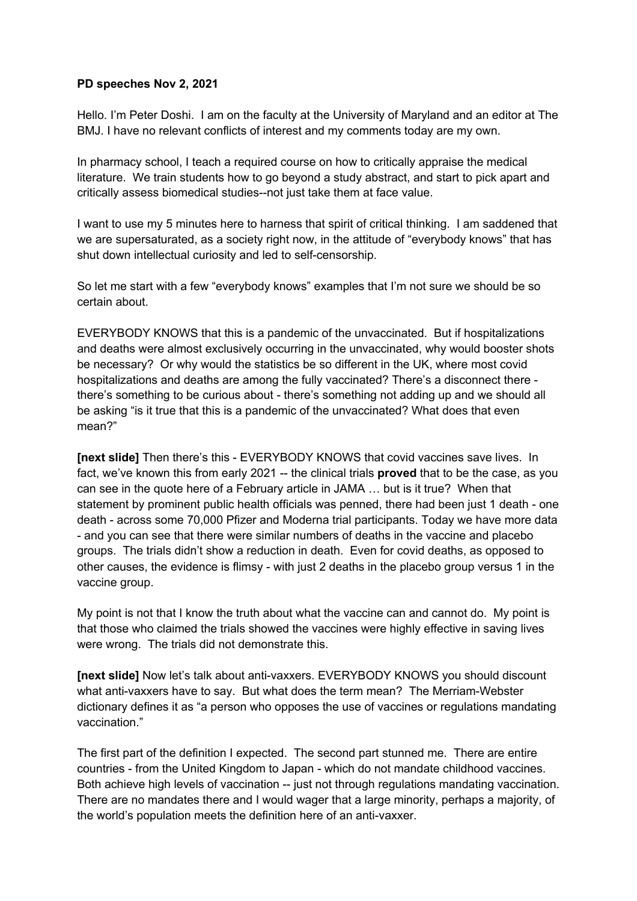**PD speeches Nov 2, 2021**

Hello. I'm Peter Doshi. I am on the faculty at the University of Maryland and an editor at The BMJ. I have no relevant conflicts of interest and my comments today are my own.

In pharmacy school, I teach a required course on how to critically appraise the medical literature. We train students how to go beyond a study abstract, and start to pick apart and critically assess biomedical studies--not just take them at face value.

I want to use my 5 minutes here to harness that spirit of critical thinking. I am saddened that we are supersaturated, as a society right now, in the attitude of "everybody knows" that has shut down intellectual curiosity and led to self-censorship.

So let me start with a few "everybody knows" examples that I'm not sure we should be so certain about.

EVERYBODY KNOWS that this is a pandemic of the unvaccinated. But if hospitalizations and deaths were almost exclusively occurring in the unvaccinated, why would booster shots be necessary? Or why would the statistics be so different in the UK, where most covid hospitalizations and deaths are among the fully vaccinated? There's a disconnect there - there's something to be curious about - there's something not adding up and we should all be asking "is it true that this is a pandemic of the unvaccinated? What does that even mean?"

**[next slide]** Then there's this - EVERYBODY KNOWS that covid vaccines save lives. In fact, we've known this from early 2021 -- the clinical trials **proved** that to be the case, as you can see in the quote here of a February article in JAMA … but is it true? When that statement by prominent public health officials was penned, there had been just 1 death - one death - across some 70,000 Pfizer and Moderna trial participants. Today we have more data - and you can see that there were similar numbers of deaths in the vaccine and placebo groups. The trials didn't show a reduction in death. Even for covid deaths, as opposed to other causes, the evidence is flimsy - with just 2 deaths in the placebo group versus 1 in the vaccine group.

My point is not that I know the truth about what the vaccine can and cannot do. My point is that those who claimed the trials showed the vaccines were highly effective in saving lives were wrong. The trials did not demonstrate this.

**[next slide]** Now let's talk about anti-vaxxers. EVERYBODY KNOWS you should discount what anti-vaxxers have to say. But what does the term mean? The Merriam-Webster dictionary defines it as "a person who opposes the use of vaccines or regulations mandating vaccination."

The first part of the definition I expected. The second part stunned me. There are entire countries - from the United Kingdom to Japan - which do not mandate childhood vaccines. Both achieve high levels of vaccination -- just not through regulations mandating vaccination. There are no mandates there and I would wager that a large minority, perhaps a majority, of the world's population meets the definition here of an anti-vaxxer.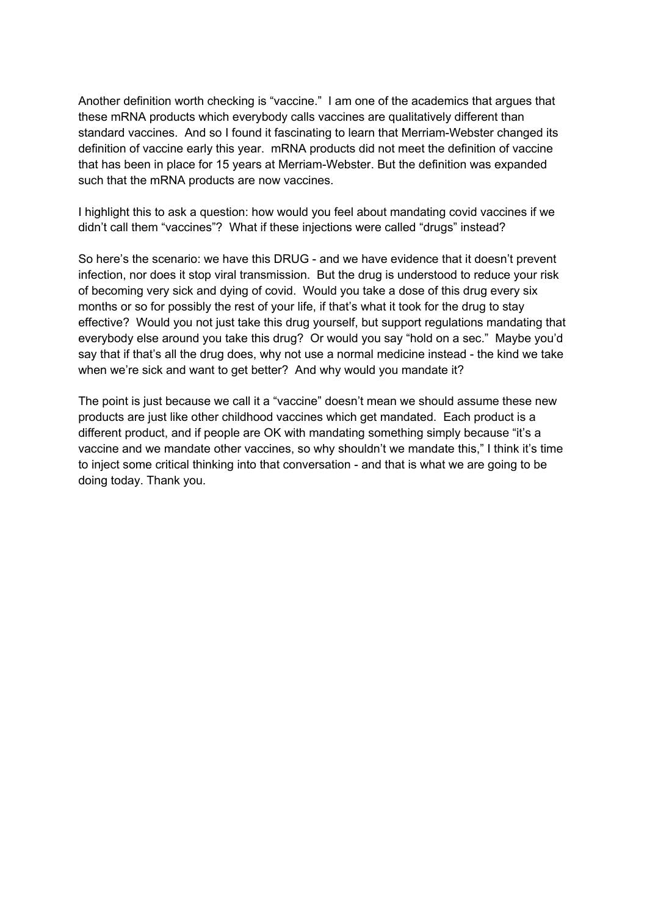Another definition worth checking is "vaccine." I am one of the academics that argues that these mRNA products which everybody calls vaccines are qualitatively different than standard vaccines. And so I found it fascinating to learn that Merriam-Webster changed its definition of vaccine early this year. mRNA products did not meet the definition of vaccine that has been in place for 15 years at Merriam-Webster. But the definition was expanded such that the mRNA products are now vaccines.

I highlight this to ask a question: how would you feel about mandating covid vaccines if we didn't call them "vaccines"? What if these injections were called "drugs" instead?

So here's the scenario: we have this DRUG - and we have evidence that it doesn't prevent infection, nor does it stop viral transmission. But the drug is understood to reduce your risk of becoming very sick and dying of covid. Would you take a dose of this drug every six months or so for possibly the rest of your life, if that's what it took for the drug to stay effective? Would you not just take this drug yourself, but support regulations mandating that everybody else around you take this drug? Or would you say "hold on a sec." Maybe you'd say that if that's all the drug does, why not use a normal medicine instead - the kind we take when we're sick and want to get better? And why would you mandate it?

The point is just because we call it a "vaccine" doesn't mean we should assume these new products are just like other childhood vaccines which get mandated. Each product is a different product, and if people are OK with mandating something simply because "it's a vaccine and we mandate other vaccines, so why shouldn't we mandate this," I think it's time to inject some critical thinking into that conversation - and that is what we are going to be doing today. Thank you.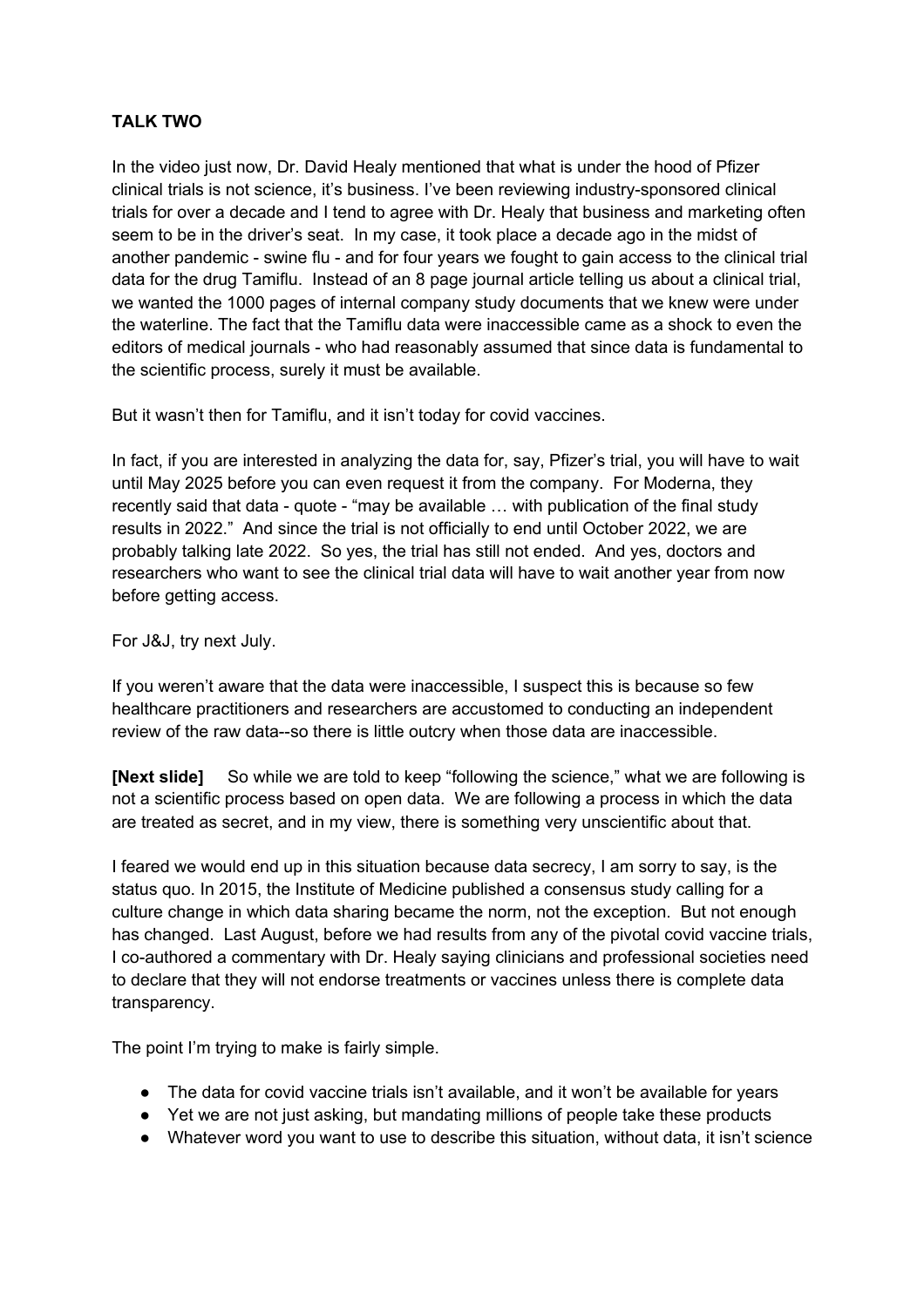**TALK TWO**

In the video just now, Dr. David Healy mentioned that what is under the hood of Pfizer clinical trials is not science, it's business. I've been reviewing industry-sponsored clinical trials for over a decade and I tend to agree with Dr. Healy that business and marketing often seem to be in the driver's seat. In my case, it took place a decade ago in the midst of another pandemic - swine flu - and for four years we fought to gain access to the clinical trial data for the drug Tamiflu. Instead of an 8 page journal article telling us about a clinical trial, we wanted the 1000 pages of internal company study documents that we knew were under the waterline. The fact that the Tamiflu data were inaccessible came as a shock to even the editors of medical journals - who had reasonably assumed that since data is fundamental to the scientific process, surely it must be available.

But it wasn't then for Tamiflu, and it isn't today for covid vaccines.

In fact, if you are interested in analyzing the data for, say, Pfizer's trial, you will have to wait until May 2025 before you can even request it from the company. For Moderna, they recently said that data - quote - "may be available … with publication of the final study results in 2022." And since the trial is not officially to end until October 2022, we are probably talking late 2022. So yes, the trial has still not ended. And yes, doctors and researchers who want to see the clinical trial data will have to wait another year from now before getting access.

For J&J, try next July.

If you weren't aware that the data were inaccessible, I suspect this is because so few healthcare practitioners and researchers are accustomed to conducting an independent review of the raw data--so there is little outcry when those data are inaccessible.

**[Next slide]** So while we are told to keep "following the science," what we are following is not a scientific process based on open data. We are following a process in which the data are treated as secret, and in my view, there is something very unscientific about that.

I feared we would end up in this situation because data secrecy, I am sorry to say, is the status quo. In 2015, the Institute of Medicine published a consensus study calling for a culture change in which data sharing became the norm, not the exception. But not enough has changed. Last August, before we had results from any of the pivotal covid vaccine trials, I co-authored a commentary with Dr. Healy saying clinicians and professional societies need to declare that they will not endorse treatments or vaccines unless there is complete data transparency.

The point I'm trying to make is fairly simple.

- The data for covid vaccine trials isn't available, and it won't be available for years
- Yet we are not just asking, but mandating millions of people take these products
- Whatever word you want to use to describe this situation, without data, it isn't science